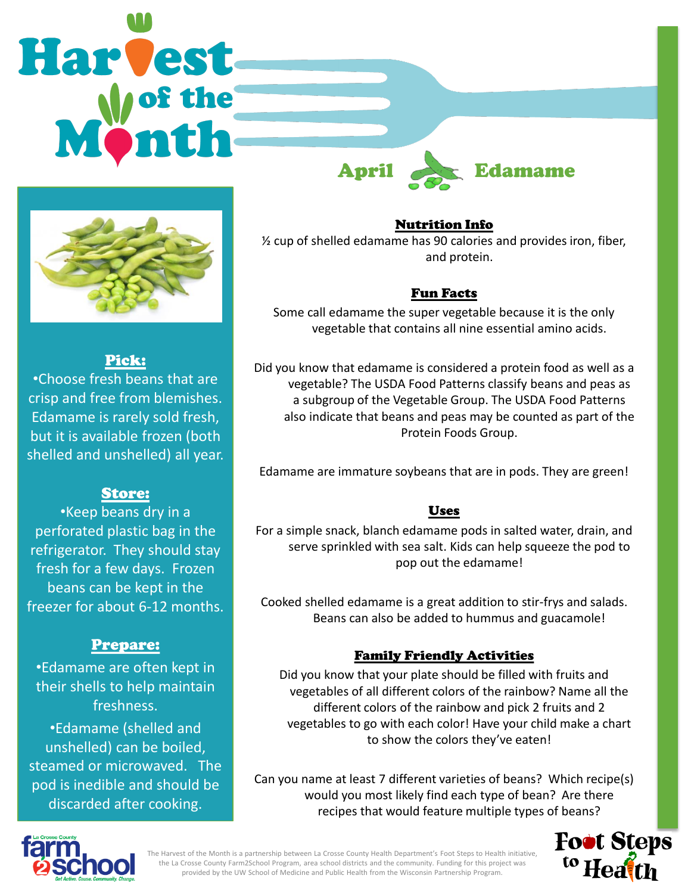# Harvest of the Month

## April — Edamame

### Pick:

- Choose fresh beans that are crisp and free from blemishes. Edamame is rarely sold fresh, but it is available frozen (both shelled and unshelled) all year.

### Store:

- Keep beans dry in a perforated plastic bag in the refrigerator. They should stay fresh for a few days. Frozen beans can be kept in the freezer for about 6-12 months.

### Prepare:

- Edamame are often kept in their shells to help maintain freshness.
- Edamame (shelled and unshelled) can be boiled, steamed or microwaved. The pod is inedible and should be discarded after cooking.

### Nutrition Info

½ cup of shelled edamame has 90 calories and provides iron, fiber, and protein.

### Fun Facts

Some call edamame the super vegetable because it is the only vegetable that contains all nine essential amino acids.

Did you know that edamame is considered a protein food as well as a vegetable? The USDA Food Patterns classify beans and peas as a subgroup of the Vegetable Group. The USDA Food Patterns also indicate that beans and peas may be counted as part of the Protein Foods Group.

Edamame are immature soybeans that are in pods. They are green!

### Uses

For a simple snack, blanch edamame pods in salted water, drain, and serve sprinkled with sea salt. Kids can help squeeze the pod to pop out the edamame!

Cooked shelled edamame is a great addition to stir-frys and salads. Beans can also be added to hummus and guacamole!

### Family Friendly Activities

Did you know that your plate should be filled with fruits and vegetables of all different colors of the rainbow? Name all the different colors of the rainbow and pick 2 fruits and 2 vegetables to go with each color! Have your child make a chart to show the colors they've eaten!

Can you name at least 7 different varieties of beans? Which recipe(s) would you most likely find each type of bean? Are there recipes that would feature multiple types of beans?

La Crosse County farm2school — Get Active. Cause. Community. Change.

The Harvest of the Month is a partnership between La Crosse County Health Department's Foot Steps to Health initiative, the La Crosse County Farm2School Program, area school districts and the community. Funding for this project was provided by the UW School of Medicine and Public Health from the Wisconsin Partnership Program.

Foot Steps to Health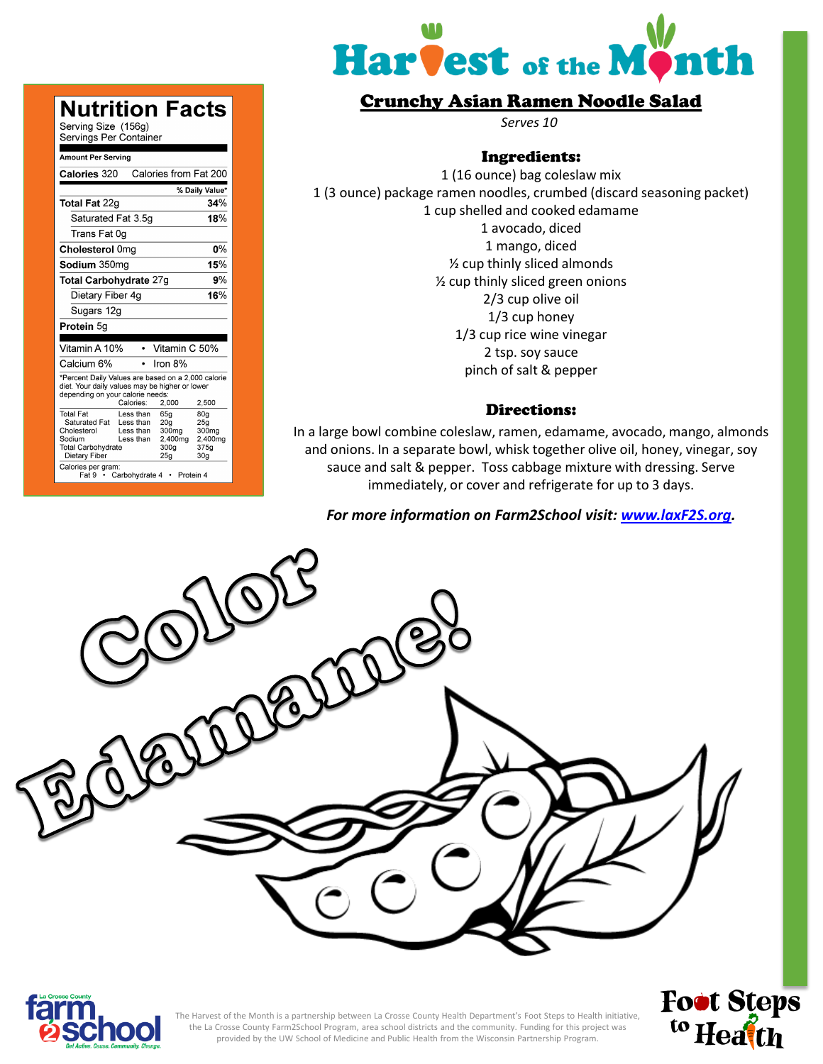# Harvest of the Month

## Crunchy Asian Ramen Noodle Salad

*Serves 10*

### Ingredients:

1 (16 ounce) bag coleslaw mix
1 (3 ounce) package ramen noodles, crumbed (discard seasoning packet)
1 cup shelled and cooked edamame
1 avocado, diced
1 mango, diced
½ cup thinly sliced almonds
½ cup thinly sliced green onions
2/3 cup olive oil
1/3 cup honey
1/3 cup rice wine vinegar
2 tsp. soy sauce
pinch of salt & pepper

### Directions:

In a large bowl combine coleslaw, ramen, edamame, avocado, mango, almonds and onions. In a separate bowl, whisk together olive oil, honey, vinegar, soy sauce and salt & pepper. Toss cabbage mixture with dressing. Serve immediately, or cover and refrigerate for up to 3 days.

***For more information on Farm2School visit: www.laxF2S.org.***

## Nutrition Facts

Serving Size (156g)
Servings Per Container

**Amount Per Serving**

| | |
|---|---|
| **Calories** 320 | Calories from Fat 200 |
| | **% Daily Value*** |
| **Total Fat** 22g | **34%** |
| Saturated Fat 3.5g | **18%** |
| Trans Fat 0g | |
| **Cholesterol** 0mg | **0%** |
| **Sodium** 350mg | **15%** |
| **Total Carbohydrate** 27g | **9%** |
| Dietary Fiber 4g | **16%** |
| Sugars 12g | |
| **Protein** 5g | |

Vitamin A 10% • Vitamin C 50%
Calcium 6% • Iron 8%

*Percent Daily Values are based on a 2,000 calorie diet. Your daily values may be higher or lower depending on your calorie needs:

| | | Calories: 2,000 | 2,500 |
|---|---|---|---|
| Total Fat | Less than | 65g | 80g |
| Saturated Fat | Less than | 20g | 25g |
| Cholesterol | Less than | 300mg | 300mg |
| Sodium | Less than | 2,400mg | 2,400mg |
| Total Carbohydrate | | 300g | 375g |
| Dietary Fiber | | 25g | 30g |

Calories per gram:
Fat 9 • Carbohydrate 4 • Protein 4

Color Edamame!

La Crosse County farm 2 school — Get Active. Cause. Community. Change.

The Harvest of the Month is a partnership between La Crosse County Health Department's Foot Steps to Health initiative, the La Crosse County Farm2School Program, area school districts and the community. Funding for this project was provided by the UW School of Medicine and Public Health from the Wisconsin Partnership Program.

Foot Steps to Health